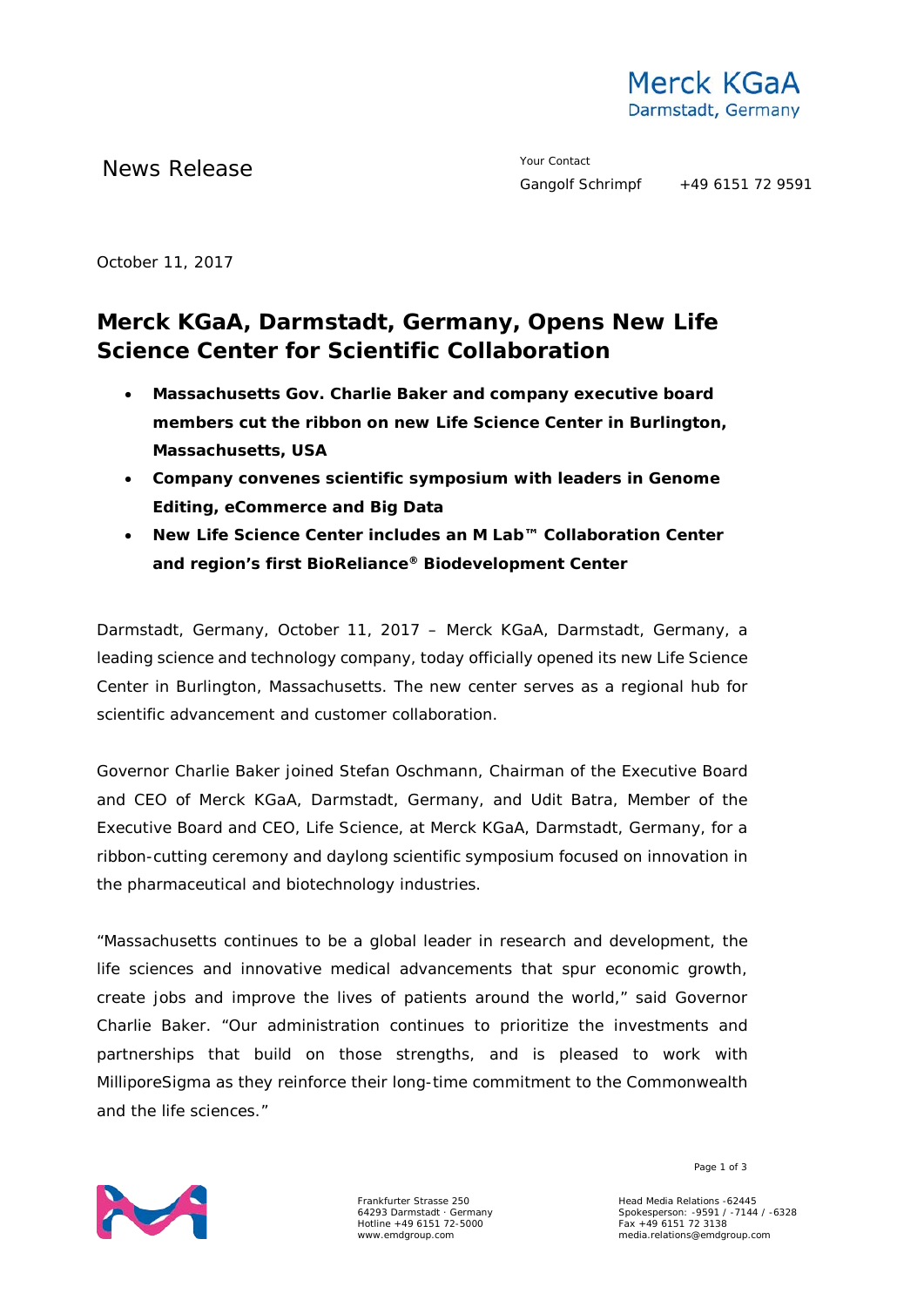Merck KGaA
Darmstadt, Germany

News Release

Your Contact
Gangolf Schrimpf +49 6151 72 9591

October 11, 2017

# Merck KGaA, Darmstadt, Germany, Opens New Life Science Center for Scientific Collaboration

- **Massachusetts Gov. Charlie Baker and company executive board members cut the ribbon on new Life Science Center in Burlington, Massachusetts, USA**
- **Company convenes scientific symposium with leaders in Genome Editing, eCommerce and Big Data**
- **New Life Science Center includes an M Lab™ Collaboration Center and region's first BioReliance® Biodevelopment Center**

Darmstadt, Germany, October 11, 2017 – Merck KGaA, Darmstadt, Germany, a leading science and technology company, today officially opened its new Life Science Center in Burlington, Massachusetts. The new center serves as a regional hub for scientific advancement and customer collaboration.

Governor Charlie Baker joined Stefan Oschmann, Chairman of the Executive Board and CEO of Merck KGaA, Darmstadt, Germany, and Udit Batra, Member of the Executive Board and CEO, Life Science, at Merck KGaA, Darmstadt, Germany, for a ribbon-cutting ceremony and daylong scientific symposium focused on innovation in the pharmaceutical and biotechnology industries.

"Massachusetts continues to be a global leader in research and development, the life sciences and innovative medical advancements that spur economic growth, create jobs and improve the lives of patients around the world," said Governor Charlie Baker. "Our administration continues to prioritize the investments and partnerships that build on those strengths, and is pleased to work with MilliporeSigma as they reinforce their long-time commitment to the Commonwealth and the life sciences."

Frankfurter Strasse 250
64293 Darmstadt · Germany
Hotline +49 6151 72-5000
www.emdgroup.com

Head Media Relations -62445
Spokesperson: -9591 / -7144 / -6328
Fax +49 6151 72 3138
media.relations@emdgroup.com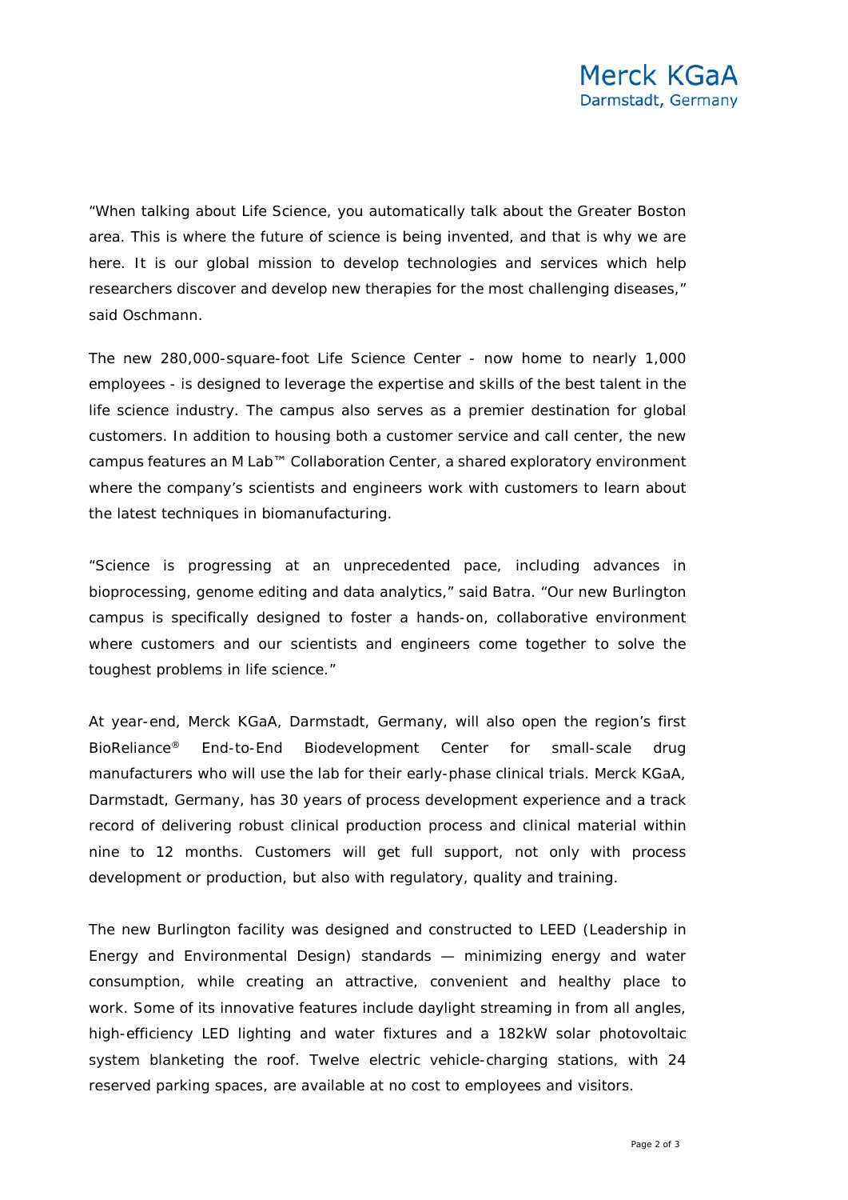"When talking about Life Science, you automatically talk about the Greater Boston area. This is where the future of science is being invented, and that is why we are here. It is our global mission to develop technologies and services which help researchers discover and develop new therapies for the most challenging diseases," said Oschmann.

The new 280,000-square-foot Life Science Center - now home to nearly 1,000 employees - is designed to leverage the expertise and skills of the best talent in the life science industry. The campus also serves as a premier destination for global customers. In addition to housing both a customer service and call center, the new campus features an M Lab™ Collaboration Center, a shared exploratory environment where the company's scientists and engineers work with customers to learn about the latest techniques in biomanufacturing.

"Science is progressing at an unprecedented pace, including advances in bioprocessing, genome editing and data analytics," said Batra. "Our new Burlington campus is specifically designed to foster a hands-on, collaborative environment where customers and our scientists and engineers come together to solve the toughest problems in life science."

At year-end, Merck KGaA, Darmstadt, Germany, will also open the region's first BioReliance® End-to-End Biodevelopment Center for small-scale drug manufacturers who will use the lab for their early-phase clinical trials. Merck KGaA, Darmstadt, Germany, has 30 years of process development experience and a track record of delivering robust clinical production process and clinical material within nine to 12 months. Customers will get full support, not only with process development or production, but also with regulatory, quality and training.

The new Burlington facility was designed and constructed to LEED (Leadership in Energy and Environmental Design) standards — minimizing energy and water consumption, while creating an attractive, convenient and healthy place to work. Some of its innovative features include daylight streaming in from all angles, high-efficiency LED lighting and water fixtures and a 182kW solar photovoltaic system blanketing the roof. Twelve electric vehicle-charging stations, with 24 reserved parking spaces, are available at no cost to employees and visitors.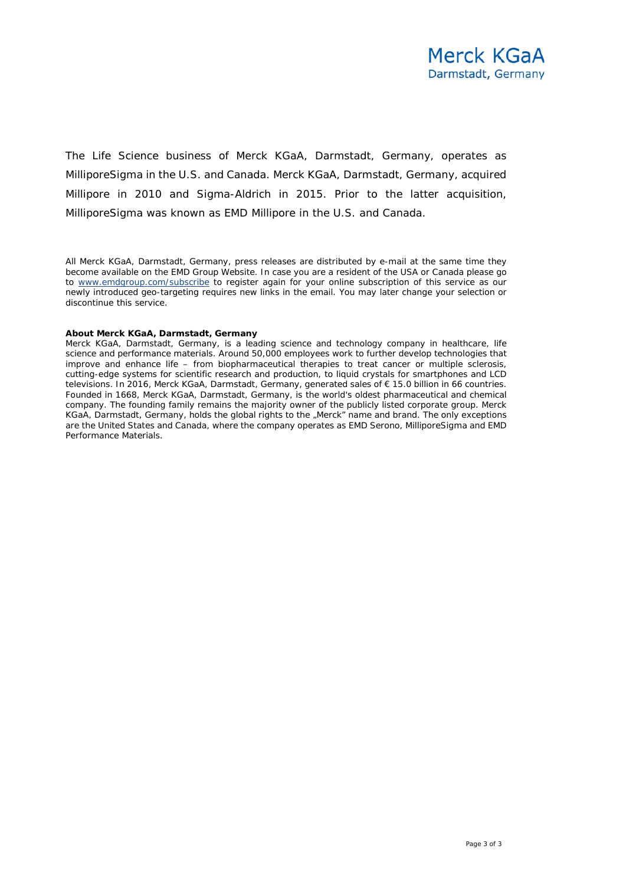The Life Science business of Merck KGaA, Darmstadt, Germany, operates as MilliporeSigma in the U.S. and Canada. Merck KGaA, Darmstadt, Germany, acquired Millipore in 2010 and Sigma-Aldrich in 2015. Prior to the latter acquisition, MilliporeSigma was known as EMD Millipore in the U.S. and Canada.

All Merck KGaA, Darmstadt, Germany, press releases are distributed by e-mail at the same time they become available on the EMD Group Website. In case you are a resident of the USA or Canada please go to www.emdgroup.com/subscribe to register again for your online subscription of this service as our newly introduced geo-targeting requires new links in the email. You may later change your selection or discontinue this service.

**About Merck KGaA, Darmstadt, Germany**

Merck KGaA, Darmstadt, Germany, is a leading science and technology company in healthcare, life science and performance materials. Around 50,000 employees work to further develop technologies that improve and enhance life – from biopharmaceutical therapies to treat cancer or multiple sclerosis, cutting-edge systems for scientific research and production, to liquid crystals for smartphones and LCD televisions. In 2016, Merck KGaA, Darmstadt, Germany, generated sales of € 15.0 billion in 66 countries. Founded in 1668, Merck KGaA, Darmstadt, Germany, is the world's oldest pharmaceutical and chemical company. The founding family remains the majority owner of the publicly listed corporate group. Merck KGaA, Darmstadt, Germany, holds the global rights to the „Merck" name and brand. The only exceptions are the United States and Canada, where the company operates as EMD Serono, MilliporeSigma and EMD Performance Materials.